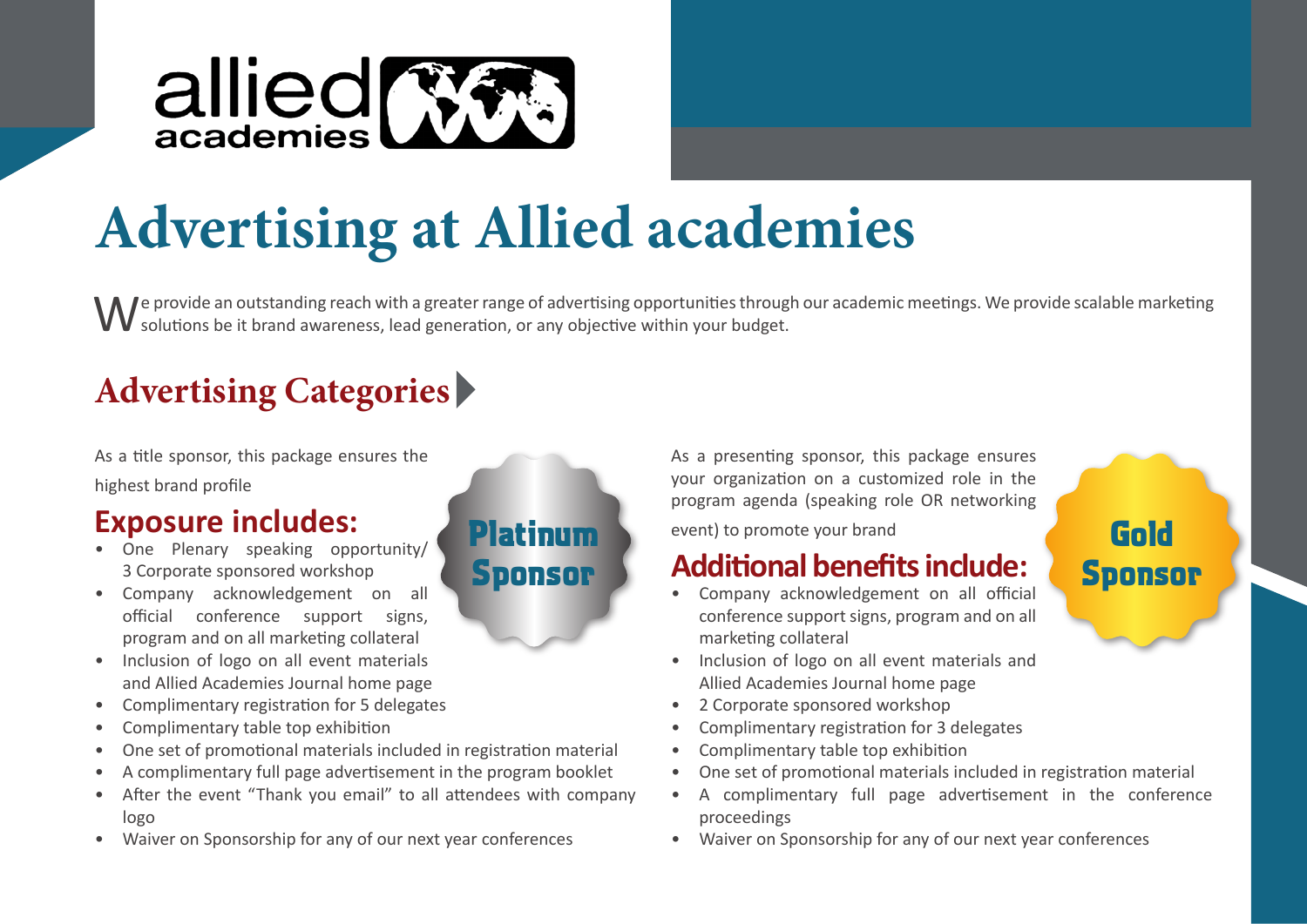allied academies

# Advertising at Allied academies

We provide an outstanding reach with a greater range of advertising opportunities through our academic meetings. We provide scalable marketing solutions be it brand awareness, lead generation, or any objective within your budget.

## Advertising Categories

### Platinum Sponsor

As a title sponsor, this package ensures the highest brand profile

**Exposure includes:**

- One Plenary speaking opportunity/ 3 Corporate sponsored workshop
- Company acknowledgement on all official conference support signs, program and on all marketing collateral
- Inclusion of logo on all event materials and Allied Academies Journal home page
- Complimentary registration for 5 delegates
- Complimentary table top exhibition
- One set of promotional materials included in registration material
- A complimentary full page advertisement in the program booklet
- After the event "Thank you email" to all attendees with company logo
- Waiver on Sponsorship for any of our next year conferences

### Gold Sponsor

As a presenting sponsor, this package ensures your organization on a customized role in the program agenda (speaking role OR networking event) to promote your brand

**Additional benefits include:**

- Company acknowledgement on all official conference support signs, program and on all marketing collateral
- Inclusion of logo on all event materials and Allied Academies Journal home page
- 2 Corporate sponsored workshop
- Complimentary registration for 3 delegates
- Complimentary table top exhibition
- One set of promotional materials included in registration material
- A complimentary full page advertisement in the conference proceedings
- Waiver on Sponsorship for any of our next year conferences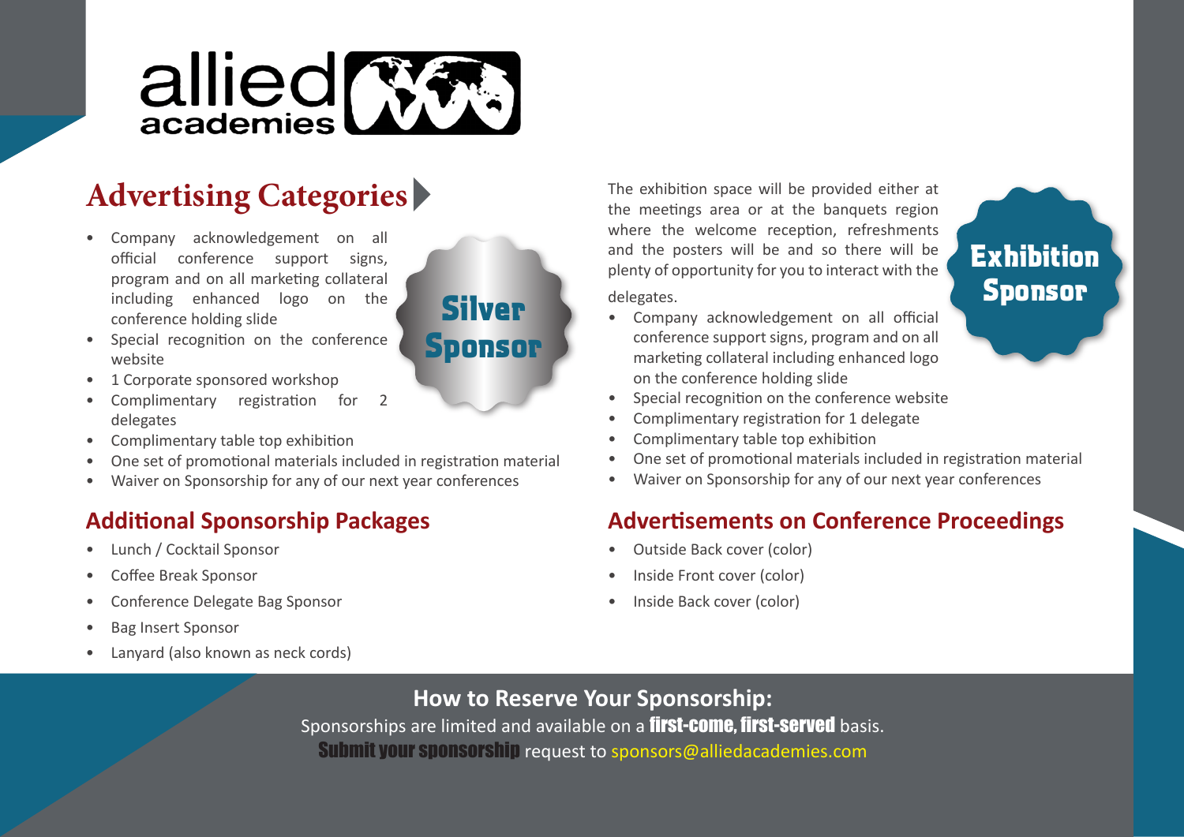allied academies

## Advertising Categories

### Silver Sponsor

- Company acknowledgement on all official conference support signs, program and on all marketing collateral including enhanced logo on the conference holding slide
- Special recognition on the conference website
- 1 Corporate sponsored workshop
- Complimentary registration for 2 delegates
- Complimentary table top exhibition
- One set of promotional materials included in registration material
- Waiver on Sponsorship for any of our next year conferences

### Exhibition Sponsor

The exhibition space will be provided either at the meetings area or at the banquets region where the welcome reception, refreshments and the posters will be and so there will be plenty of opportunity for you to interact with the delegates.

- Company acknowledgement on all official conference support signs, program and on all marketing collateral including enhanced logo on the conference holding slide
- Special recognition on the conference website
- Complimentary registration for 1 delegate
- Complimentary table top exhibition
- One set of promotional materials included in registration material
- Waiver on Sponsorship for any of our next year conferences

## Additional Sponsorship Packages

- Lunch / Cocktail Sponsor
- Coffee Break Sponsor
- Conference Delegate Bag Sponsor
- Bag Insert Sponsor
- Lanyard (also known as neck cords)

## Advertisements on Conference Proceedings

- Outside Back cover (color)
- Inside Front cover (color)
- Inside Back cover (color)

## How to Reserve Your Sponsorship:

Sponsorships are limited and available on a **first-come, first-served** basis.

**Submit your sponsorship** request to sponsors@alliedacademies.com